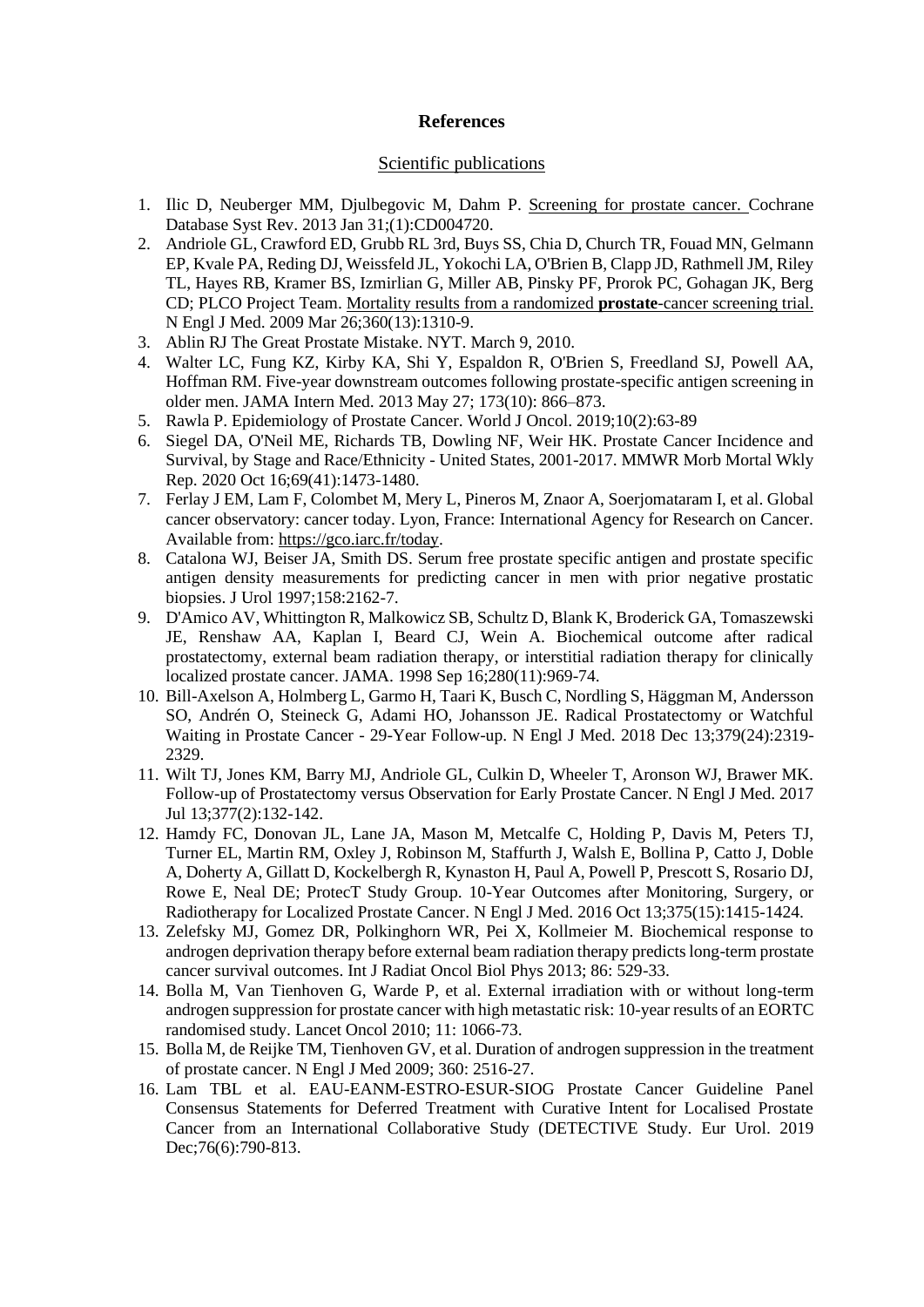# References

## Scientific publications

1. Ilic D, Neuberger MM, Djulbegovic M, Dahm P. Screening for prostate cancer. Cochrane Database Syst Rev. 2013 Jan 31;(1):CD004720.
2. Andriole GL, Crawford ED, Grubb RL 3rd, Buys SS, Chia D, Church TR, Fouad MN, Gelmann EP, Kvale PA, Reding DJ, Weissfeld JL, Yokochi LA, O'Brien B, Clapp JD, Rathmell JM, Riley TL, Hayes RB, Kramer BS, Izmirlian G, Miller AB, Pinsky PF, Prorok PC, Gohagan JK, Berg CD; PLCO Project Team. Mortality results from a randomized **prostate**-cancer screening trial. N Engl J Med. 2009 Mar 26;360(13):1310-9.
3. Ablin RJ The Great Prostate Mistake. NYT. March 9, 2010.
4. Walter LC, Fung KZ, Kirby KA, Shi Y, Espaldon R, O'Brien S, Freedland SJ, Powell AA, Hoffman RM. Five-year downstream outcomes following prostate-specific antigen screening in older men. JAMA Intern Med. 2013 May 27; 173(10): 866–873.
5. Rawla P. Epidemiology of Prostate Cancer. World J Oncol. 2019;10(2):63-89
6. Siegel DA, O'Neil ME, Richards TB, Dowling NF, Weir HK. Prostate Cancer Incidence and Survival, by Stage and Race/Ethnicity - United States, 2001-2017. MMWR Morb Mortal Wkly Rep. 2020 Oct 16;69(41):1473-1480.
7. Ferlay J EM, Lam F, Colombet M, Mery L, Pineros M, Znaor A, Soerjomataram I, et al. Global cancer observatory: cancer today. Lyon, France: International Agency for Research on Cancer. Available from: https://gco.iarc.fr/today.
8. Catalona WJ, Beiser JA, Smith DS. Serum free prostate specific antigen and prostate specific antigen density measurements for predicting cancer in men with prior negative prostatic biopsies. J Urol 1997;158:2162-7.
9. D'Amico AV, Whittington R, Malkowicz SB, Schultz D, Blank K, Broderick GA, Tomaszewski JE, Renshaw AA, Kaplan I, Beard CJ, Wein A. Biochemical outcome after radical prostatectomy, external beam radiation therapy, or interstitial radiation therapy for clinically localized prostate cancer. JAMA. 1998 Sep 16;280(11):969-74.
10. Bill-Axelson A, Holmberg L, Garmo H, Taari K, Busch C, Nordling S, Häggman M, Andersson SO, Andrén O, Steineck G, Adami HO, Johansson JE. Radical Prostatectomy or Watchful Waiting in Prostate Cancer - 29-Year Follow-up. N Engl J Med. 2018 Dec 13;379(24):2319-2329.
11. Wilt TJ, Jones KM, Barry MJ, Andriole GL, Culkin D, Wheeler T, Aronson WJ, Brawer MK. Follow-up of Prostatectomy versus Observation for Early Prostate Cancer. N Engl J Med. 2017 Jul 13;377(2):132-142.
12. Hamdy FC, Donovan JL, Lane JA, Mason M, Metcalfe C, Holding P, Davis M, Peters TJ, Turner EL, Martin RM, Oxley J, Robinson M, Staffurth J, Walsh E, Bollina P, Catto J, Doble A, Doherty A, Gillatt D, Kockelbergh R, Kynaston H, Paul A, Powell P, Prescott S, Rosario DJ, Rowe E, Neal DE; ProtecT Study Group. 10-Year Outcomes after Monitoring, Surgery, or Radiotherapy for Localized Prostate Cancer. N Engl J Med. 2016 Oct 13;375(15):1415-1424.
13. Zelefsky MJ, Gomez DR, Polkinghorn WR, Pei X, Kollmeier M. Biochemical response to androgen deprivation therapy before external beam radiation therapy predicts long-term prostate cancer survival outcomes. Int J Radiat Oncol Biol Phys 2013; 86: 529-33.
14. Bolla M, Van Tienhoven G, Warde P, et al. External irradiation with or without long-term androgen suppression for prostate cancer with high metastatic risk: 10-year results of an EORTC randomised study. Lancet Oncol 2010; 11: 1066-73.
15. Bolla M, de Reijke TM, Tienhoven GV, et al. Duration of androgen suppression in the treatment of prostate cancer. N Engl J Med 2009; 360: 2516-27.
16. Lam TBL et al. EAU-EANM-ESTRO-ESUR-SIOG Prostate Cancer Guideline Panel Consensus Statements for Deferred Treatment with Curative Intent for Localised Prostate Cancer from an International Collaborative Study (DETECTIVE Study. Eur Urol. 2019 Dec;76(6):790-813.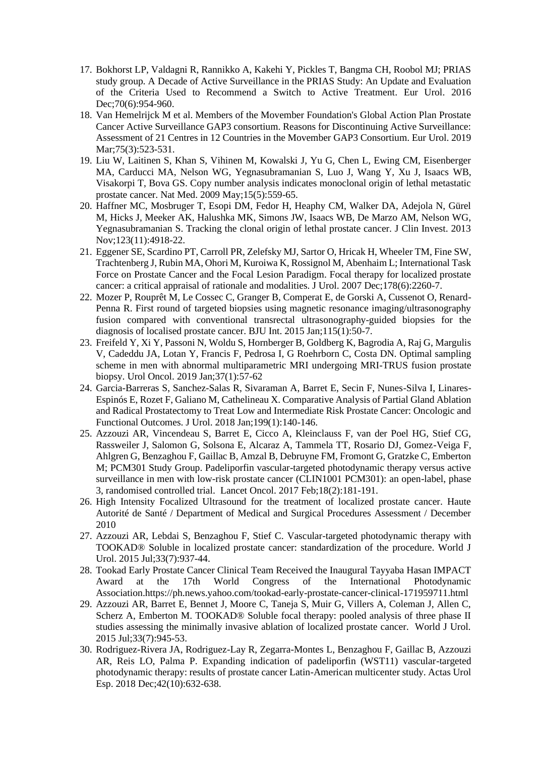17. Bokhorst LP, Valdagni R, Rannikko A, Kakehi Y, Pickles T, Bangma CH, Roobol MJ; PRIAS study group. A Decade of Active Surveillance in the PRIAS Study: An Update and Evaluation of the Criteria Used to Recommend a Switch to Active Treatment. Eur Urol. 2016 Dec;70(6):954-960.
18. Van Hemelrijck M et al. Members of the Movember Foundation's Global Action Plan Prostate Cancer Active Surveillance GAP3 consortium. Reasons for Discontinuing Active Surveillance: Assessment of 21 Centres in 12 Countries in the Movember GAP3 Consortium. Eur Urol. 2019 Mar;75(3):523-531.
19. Liu W, Laitinen S, Khan S, Vihinen M, Kowalski J, Yu G, Chen L, Ewing CM, Eisenberger MA, Carducci MA, Nelson WG, Yegnasubramanian S, Luo J, Wang Y, Xu J, Isaacs WB, Visakorpi T, Bova GS. Copy number analysis indicates monoclonal origin of lethal metastatic prostate cancer. Nat Med. 2009 May;15(5):559-65.
20. Haffner MC, Mosbruger T, Esopi DM, Fedor H, Heaphy CM, Walker DA, Adejola N, Gürel M, Hicks J, Meeker AK, Halushka MK, Simons JW, Isaacs WB, De Marzo AM, Nelson WG, Yegnasubramanian S. Tracking the clonal origin of lethal prostate cancer. J Clin Invest. 2013 Nov;123(11):4918-22.
21. Eggener SE, Scardino PT, Carroll PR, Zelefsky MJ, Sartor O, Hricak H, Wheeler TM, Fine SW, Trachtenberg J, Rubin MA, Ohori M, Kuroiwa K, Rossignol M, Abenhaim L; International Task Force on Prostate Cancer and the Focal Lesion Paradigm. Focal therapy for localized prostate cancer: a critical appraisal of rationale and modalities. J Urol. 2007 Dec;178(6):2260-7.
22. Mozer P, Rouprêt M, Le Cossec C, Granger B, Comperat E, de Gorski A, Cussenot O, Renard-Penna R. First round of targeted biopsies using magnetic resonance imaging/ultrasonography fusion compared with conventional transrectal ultrasonography-guided biopsies for the diagnosis of localised prostate cancer. BJU Int. 2015 Jan;115(1):50-7.
23. Freifeld Y, Xi Y, Passoni N, Woldu S, Hornberger B, Goldberg K, Bagrodia A, Raj G, Margulis V, Cadeddu JA, Lotan Y, Francis F, Pedrosa I, G Roehrborn C, Costa DN. Optimal sampling scheme in men with abnormal multiparametric MRI undergoing MRI-TRUS fusion prostate biopsy. Urol Oncol. 2019 Jan;37(1):57-62
24. Garcia-Barreras S, Sanchez-Salas R, Sivaraman A, Barret E, Secin F, Nunes-Silva I, Linares-Espinós E, Rozet F, Galiano M, Cathelineau X. Comparative Analysis of Partial Gland Ablation and Radical Prostatectomy to Treat Low and Intermediate Risk Prostate Cancer: Oncologic and Functional Outcomes. J Urol. 2018 Jan;199(1):140-146.
25. Azzouzi AR, Vincendeau S, Barret E, Cicco A, Kleinclauss F, van der Poel HG, Stief CG, Rassweiler J, Salomon G, Solsona E, Alcaraz A, Tammela TT, Rosario DJ, Gomez-Veiga F, Ahlgren G, Benzaghou F, Gaillac B, Amzal B, Debruyne FM, Fromont G, Gratzke C, Emberton M; PCM301 Study Group. Padeliporfin vascular-targeted photodynamic therapy versus active surveillance in men with low-risk prostate cancer (CLIN1001 PCM301): an open-label, phase 3, randomised controlled trial. Lancet Oncol. 2017 Feb;18(2):181-191.
26. High Intensity Focalized Ultrasound for the treatment of localized prostate cancer. Haute Autorité de Santé / Department of Medical and Surgical Procedures Assessment / December 2010
27. Azzouzi AR, Lebdai S, Benzaghou F, Stief C. Vascular-targeted photodynamic therapy with TOOKAD® Soluble in localized prostate cancer: standardization of the procedure. World J Urol. 2015 Jul;33(7):937-44.
28. Tookad Early Prostate Cancer Clinical Team Received the Inaugural Tayyaba Hasan IMPACT Award at the 17th World Congress of the International Photodynamic Association.https://ph.news.yahoo.com/tookad-early-prostate-cancer-clinical-171959711.html
29. Azzouzi AR, Barret E, Bennet J, Moore C, Taneja S, Muir G, Villers A, Coleman J, Allen C, Scherz A, Emberton M. TOOKAD® Soluble focal therapy: pooled analysis of three phase II studies assessing the minimally invasive ablation of localized prostate cancer. World J Urol. 2015 Jul;33(7):945-53.
30. Rodriguez-Rivera JA, Rodriguez-Lay R, Zegarra-Montes L, Benzaghou F, Gaillac B, Azzouzi AR, Reis LO, Palma P. Expanding indication of padeliporfin (WST11) vascular-targeted photodynamic therapy: results of prostate cancer Latin-American multicenter study. Actas Urol Esp. 2018 Dec;42(10):632-638.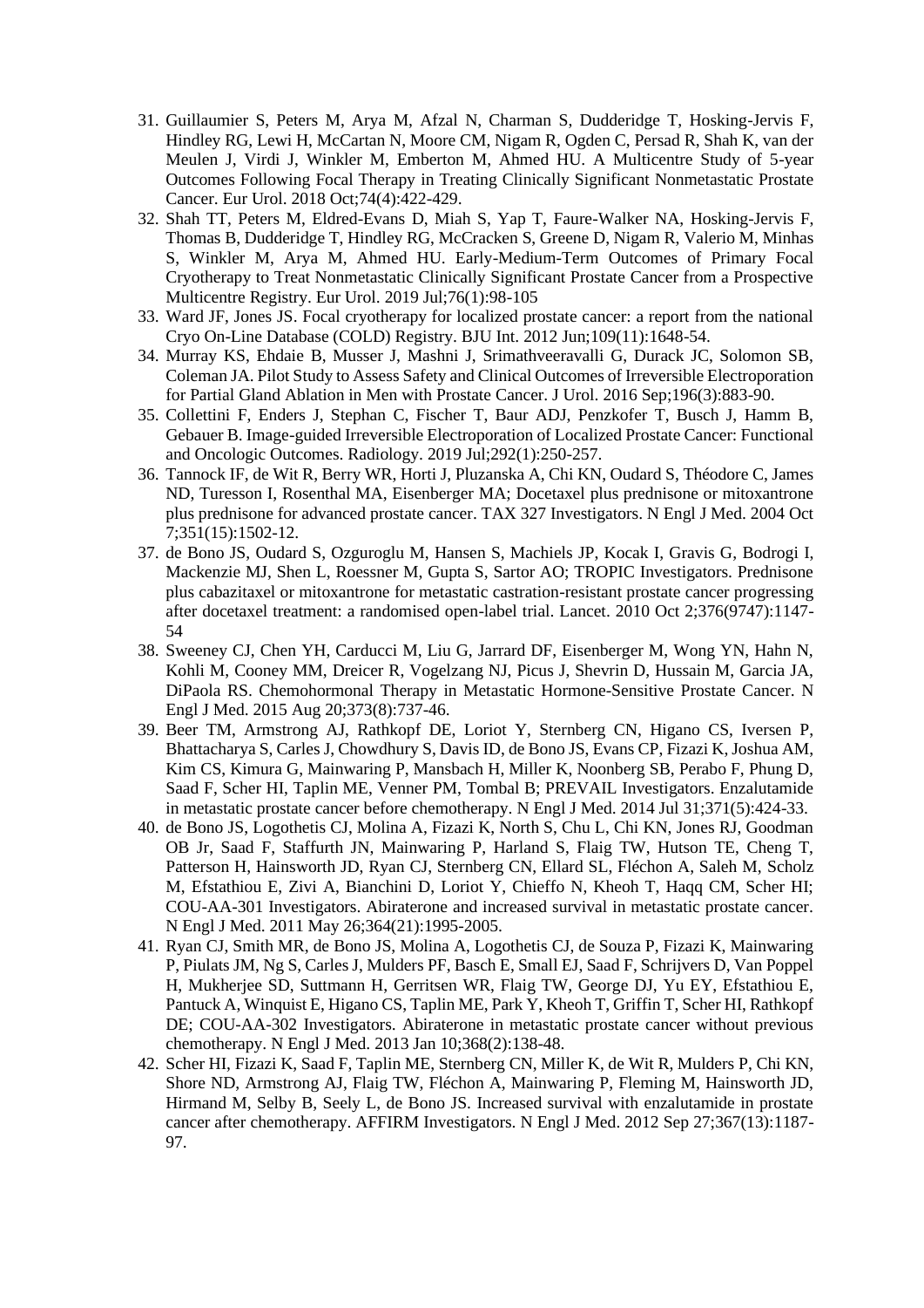31. Guillaumier S, Peters M, Arya M, Afzal N, Charman S, Dudderidge T, Hosking-Jervis F, Hindley RG, Lewi H, McCartan N, Moore CM, Nigam R, Ogden C, Persad R, Shah K, van der Meulen J, Virdi J, Winkler M, Emberton M, Ahmed HU. A Multicentre Study of 5-year Outcomes Following Focal Therapy in Treating Clinically Significant Nonmetastatic Prostate Cancer. Eur Urol. 2018 Oct;74(4):422-429.
32. Shah TT, Peters M, Eldred-Evans D, Miah S, Yap T, Faure-Walker NA, Hosking-Jervis F, Thomas B, Dudderidge T, Hindley RG, McCracken S, Greene D, Nigam R, Valerio M, Minhas S, Winkler M, Arya M, Ahmed HU. Early-Medium-Term Outcomes of Primary Focal Cryotherapy to Treat Nonmetastatic Clinically Significant Prostate Cancer from a Prospective Multicentre Registry. Eur Urol. 2019 Jul;76(1):98-105
33. Ward JF, Jones JS. Focal cryotherapy for localized prostate cancer: a report from the national Cryo On-Line Database (COLD) Registry. BJU Int. 2012 Jun;109(11):1648-54.
34. Murray KS, Ehdaie B, Musser J, Mashni J, Srimathveeravalli G, Durack JC, Solomon SB, Coleman JA. Pilot Study to Assess Safety and Clinical Outcomes of Irreversible Electroporation for Partial Gland Ablation in Men with Prostate Cancer. J Urol. 2016 Sep;196(3):883-90.
35. Collettini F, Enders J, Stephan C, Fischer T, Baur ADJ, Penzkofer T, Busch J, Hamm B, Gebauer B. Image-guided Irreversible Electroporation of Localized Prostate Cancer: Functional and Oncologic Outcomes. Radiology. 2019 Jul;292(1):250-257.
36. Tannock IF, de Wit R, Berry WR, Horti J, Pluzanska A, Chi KN, Oudard S, Théodore C, James ND, Turesson I, Rosenthal MA, Eisenberger MA; Docetaxel plus prednisone or mitoxantrone plus prednisone for advanced prostate cancer. TAX 327 Investigators. N Engl J Med. 2004 Oct 7;351(15):1502-12.
37. de Bono JS, Oudard S, Ozguroglu M, Hansen S, Machiels JP, Kocak I, Gravis G, Bodrogi I, Mackenzie MJ, Shen L, Roessner M, Gupta S, Sartor AO; TROPIC Investigators. Prednisone plus cabazitaxel or mitoxantrone for metastatic castration-resistant prostate cancer progressing after docetaxel treatment: a randomised open-label trial. Lancet. 2010 Oct 2;376(9747):1147-54
38. Sweeney CJ, Chen YH, Carducci M, Liu G, Jarrard DF, Eisenberger M, Wong YN, Hahn N, Kohli M, Cooney MM, Dreicer R, Vogelzang NJ, Picus J, Shevrin D, Hussain M, Garcia JA, DiPaola RS. Chemohormonal Therapy in Metastatic Hormone-Sensitive Prostate Cancer. N Engl J Med. 2015 Aug 20;373(8):737-46.
39. Beer TM, Armstrong AJ, Rathkopf DE, Loriot Y, Sternberg CN, Higano CS, Iversen P, Bhattacharya S, Carles J, Chowdhury S, Davis ID, de Bono JS, Evans CP, Fizazi K, Joshua AM, Kim CS, Kimura G, Mainwaring P, Mansbach H, Miller K, Noonberg SB, Perabo F, Phung D, Saad F, Scher HI, Taplin ME, Venner PM, Tombal B; PREVAIL Investigators. Enzalutamide in metastatic prostate cancer before chemotherapy. N Engl J Med. 2014 Jul 31;371(5):424-33.
40. de Bono JS, Logothetis CJ, Molina A, Fizazi K, North S, Chu L, Chi KN, Jones RJ, Goodman OB Jr, Saad F, Staffurth JN, Mainwaring P, Harland S, Flaig TW, Hutson TE, Cheng T, Patterson H, Hainsworth JD, Ryan CJ, Sternberg CN, Ellard SL, Fléchon A, Saleh M, Scholz M, Efstathiou E, Zivi A, Bianchini D, Loriot Y, Chieffo N, Kheoh T, Haqq CM, Scher HI; COU-AA-301 Investigators. Abiraterone and increased survival in metastatic prostate cancer. N Engl J Med. 2011 May 26;364(21):1995-2005.
41. Ryan CJ, Smith MR, de Bono JS, Molina A, Logothetis CJ, de Souza P, Fizazi K, Mainwaring P, Piulats JM, Ng S, Carles J, Mulders PF, Basch E, Small EJ, Saad F, Schrijvers D, Van Poppel H, Mukherjee SD, Suttmann H, Gerritsen WR, Flaig TW, George DJ, Yu EY, Efstathiou E, Pantuck A, Winquist E, Higano CS, Taplin ME, Park Y, Kheoh T, Griffin T, Scher HI, Rathkopf DE; COU-AA-302 Investigators. Abiraterone in metastatic prostate cancer without previous chemotherapy. N Engl J Med. 2013 Jan 10;368(2):138-48.
42. Scher HI, Fizazi K, Saad F, Taplin ME, Sternberg CN, Miller K, de Wit R, Mulders P, Chi KN, Shore ND, Armstrong AJ, Flaig TW, Fléchon A, Mainwaring P, Fleming M, Hainsworth JD, Hirmand M, Selby B, Seely L, de Bono JS. Increased survival with enzalutamide in prostate cancer after chemotherapy. AFFIRM Investigators. N Engl J Med. 2012 Sep 27;367(13):1187-97.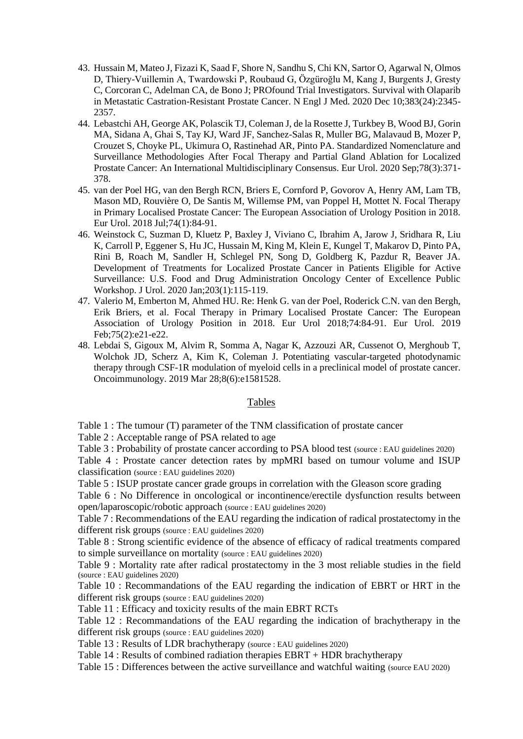43. Hussain M, Mateo J, Fizazi K, Saad F, Shore N, Sandhu S, Chi KN, Sartor O, Agarwal N, Olmos D, Thiery-Vuillemin A, Twardowski P, Roubaud G, Özgüroğlu M, Kang J, Burgents J, Gresty C, Corcoran C, Adelman CA, de Bono J; PROfound Trial Investigators. Survival with Olaparib in Metastatic Castration-Resistant Prostate Cancer. N Engl J Med. 2020 Dec 10;383(24):2345-2357.
44. Lebastchi AH, George AK, Polascik TJ, Coleman J, de la Rosette J, Turkbey B, Wood BJ, Gorin MA, Sidana A, Ghai S, Tay KJ, Ward JF, Sanchez-Salas R, Muller BG, Malavaud B, Mozer P, Crouzet S, Choyke PL, Ukimura O, Rastinehad AR, Pinto PA. Standardized Nomenclature and Surveillance Methodologies After Focal Therapy and Partial Gland Ablation for Localized Prostate Cancer: An International Multidisciplinary Consensus. Eur Urol. 2020 Sep;78(3):371-378.
45. van der Poel HG, van den Bergh RCN, Briers E, Cornford P, Govorov A, Henry AM, Lam TB, Mason MD, Rouvière O, De Santis M, Willemse PM, van Poppel H, Mottet N. Focal Therapy in Primary Localised Prostate Cancer: The European Association of Urology Position in 2018. Eur Urol. 2018 Jul;74(1):84-91.
46. Weinstock C, Suzman D, Kluetz P, Baxley J, Viviano C, Ibrahim A, Jarow J, Sridhara R, Liu K, Carroll P, Eggener S, Hu JC, Hussain M, King M, Klein E, Kungel T, Makarov D, Pinto PA, Rini B, Roach M, Sandler H, Schlegel PN, Song D, Goldberg K, Pazdur R, Beaver JA. Development of Treatments for Localized Prostate Cancer in Patients Eligible for Active Surveillance: U.S. Food and Drug Administration Oncology Center of Excellence Public Workshop. J Urol. 2020 Jan;203(1):115-119.
47. Valerio M, Emberton M, Ahmed HU. Re: Henk G. van der Poel, Roderick C.N. van den Bergh, Erik Briers, et al. Focal Therapy in Primary Localised Prostate Cancer: The European Association of Urology Position in 2018. Eur Urol 2018;74:84-91. Eur Urol. 2019 Feb;75(2):e21-e22.
48. Lebdai S, Gigoux M, Alvim R, Somma A, Nagar K, Azzouzi AR, Cussenot O, Merghoub T, Wolchok JD, Scherz A, Kim K, Coleman J. Potentiating vascular-targeted photodynamic therapy through CSF-1R modulation of myeloid cells in a preclinical model of prostate cancer. Oncoimmunology. 2019 Mar 28;8(6):e1581528.

## Tables

Table 1 : The tumour (T) parameter of the TNM classification of prostate cancer

Table 2 : Acceptable range of PSA related to age

Table 3 : Probability of prostate cancer according to PSA blood test (source : EAU guidelines 2020)

Table 4 : Prostate cancer detection rates by mpMRI based on tumour volume and ISUP classification (source : EAU guidelines 2020)

Table 5 : ISUP prostate cancer grade groups in correlation with the Gleason score grading

Table 6 : No Difference in oncological or incontinence/erectile dysfunction results between open/laparoscopic/robotic approach (source : EAU guidelines 2020)

Table 7 : Recommendations of the EAU regarding the indication of radical prostatectomy in the different risk groups (source : EAU guidelines 2020)

Table 8 : Strong scientific evidence of the absence of efficacy of radical treatments compared to simple surveillance on mortality (source : EAU guidelines 2020)

Table 9 : Mortality rate after radical prostatectomy in the 3 most reliable studies in the field (source : EAU guidelines 2020)

Table 10 : Recommandations of the EAU regarding the indication of EBRT or HRT in the different risk groups (source : EAU guidelines 2020)

Table 11 : Efficacy and toxicity results of the main EBRT RCTs

Table 12 : Recommandations of the EAU regarding the indication of brachytherapy in the different risk groups (source : EAU guidelines 2020)

Table 13 : Results of LDR brachytherapy (source : EAU guidelines 2020)

Table 14 : Results of combined radiation therapies EBRT + HDR brachytherapy

Table 15 : Differences between the active surveillance and watchful waiting (source EAU 2020)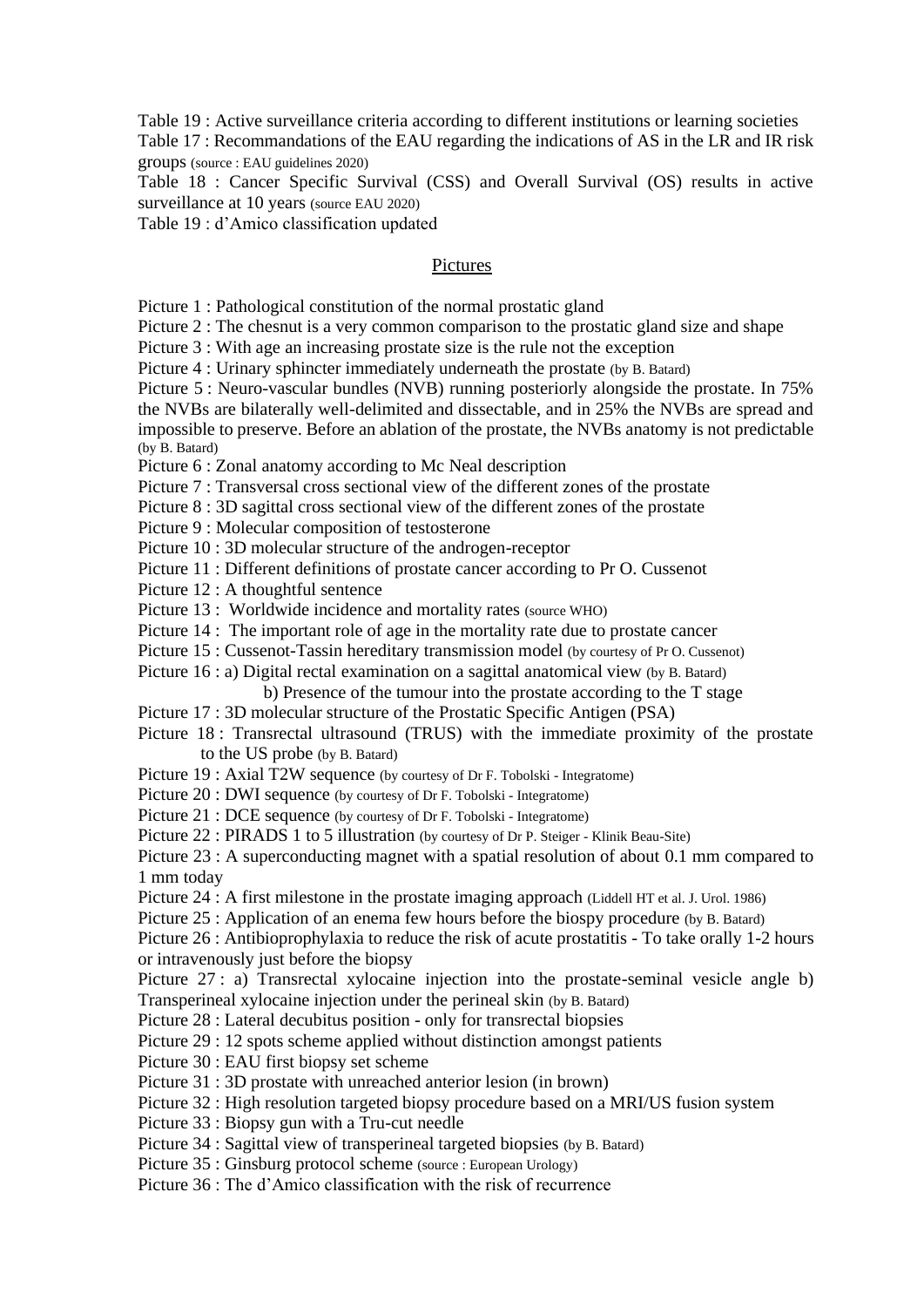Table 19 : Active surveillance criteria according to different institutions or learning societies

Table 17 : Recommandations of the EAU regarding the indications of AS in the LR and IR risk groups (source : EAU guidelines 2020)

Table 18 : Cancer Specific Survival (CSS) and Overall Survival (OS) results in active surveillance at 10 years (source EAU 2020)

Table 19 : d'Amico classification updated

## Pictures

Picture 1 : Pathological constitution of the normal prostatic gland

Picture 2 : The chesnut is a very common comparison to the prostatic gland size and shape

Picture 3 : With age an increasing prostate size is the rule not the exception

Picture 4 : Urinary sphincter immediately underneath the prostate (by B. Batard)

Picture 5 : Neuro-vascular bundles (NVB) running posteriorly alongside the prostate. In 75% the NVBs are bilaterally well-delimited and dissectable, and in 25% the NVBs are spread and impossible to preserve. Before an ablation of the prostate, the NVBs anatomy is not predictable (by B. Batard)

Picture 6 : Zonal anatomy according to Mc Neal description

Picture 7 : Transversal cross sectional view of the different zones of the prostate

Picture 8 : 3D sagittal cross sectional view of the different zones of the prostate

Picture 9 : Molecular composition of testosterone

Picture 10 : 3D molecular structure of the androgen-receptor

Picture 11 : Different definitions of prostate cancer according to Pr O. Cussenot

Picture 12 : A thoughtful sentence

Picture 13 : Worldwide incidence and mortality rates (source WHO)

Picture 14 : The important role of age in the mortality rate due to prostate cancer

Picture 15 : Cussenot-Tassin hereditary transmission model (by courtesy of Pr O. Cussenot)

Picture 16 : a) Digital rectal examination on a sagittal anatomical view (by B. Batard)

b) Presence of the tumour into the prostate according to the T stage

Picture 17 : 3D molecular structure of the Prostatic Specific Antigen (PSA)

Picture 18 : Transrectal ultrasound (TRUS) with the immediate proximity of the prostate to the US probe (by B. Batard)

Picture 19 : Axial T2W sequence (by courtesy of Dr F. Tobolski - Integratome)

Picture 20 : DWI sequence (by courtesy of Dr F. Tobolski - Integratome)

Picture 21 : DCE sequence (by courtesy of Dr F. Tobolski - Integratome)

Picture 22 : PIRADS 1 to 5 illustration (by courtesy of Dr P. Steiger - Klinik Beau-Site)

Picture 23 : A superconducting magnet with a spatial resolution of about 0.1 mm compared to 1 mm today

Picture 24 : A first milestone in the prostate imaging approach (Liddell HT et al. J. Urol. 1986)

Picture 25 : Application of an enema few hours before the biospy procedure (by B. Batard)

Picture 26 : Antibioprophylaxia to reduce the risk of acute prostatitis - To take orally 1-2 hours or intravenously just before the biopsy

Picture 27 : a) Transrectal xylocaine injection into the prostate-seminal vesicle angle b) Transperineal xylocaine injection under the perineal skin (by B. Batard)

Picture 28 : Lateral decubitus position - only for transrectal biopsies

Picture 29 : 12 spots scheme applied without distinction amongst patients

Picture 30 : EAU first biopsy set scheme

Picture 31 : 3D prostate with unreached anterior lesion (in brown)

Picture 32 : High resolution targeted biopsy procedure based on a MRI/US fusion system

Picture 33 : Biopsy gun with a Tru-cut needle

Picture 34 : Sagittal view of transperineal targeted biopsies (by B. Batard)

Picture 35 : Ginsburg protocol scheme (source : European Urology)

Picture 36 : The d'Amico classification with the risk of recurrence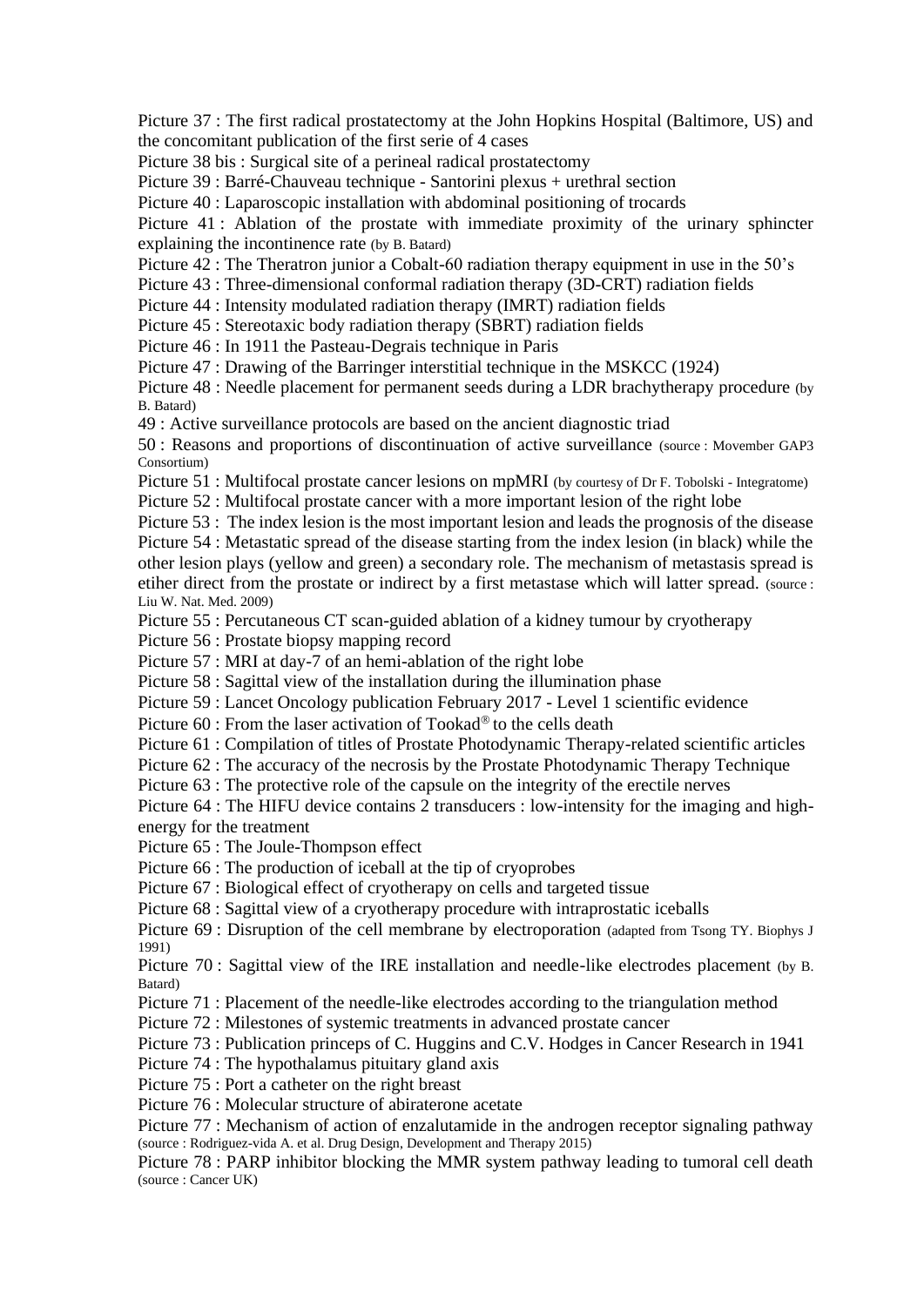Picture 37 : The first radical prostatectomy at the John Hopkins Hospital (Baltimore, US) and the concomitant publication of the first serie of 4 cases

Picture 38 bis : Surgical site of a perineal radical prostatectomy

Picture 39 : Barré-Chauveau technique - Santorini plexus + urethral section

Picture 40 : Laparoscopic installation with abdominal positioning of trocards

Picture 41 : Ablation of the prostate with immediate proximity of the urinary sphincter explaining the incontinence rate (by B. Batard)

Picture 42 : The Theratron junior a Cobalt-60 radiation therapy equipment in use in the 50's

Picture 43 : Three-dimensional conformal radiation therapy (3D-CRT) radiation fields

Picture 44 : Intensity modulated radiation therapy (IMRT) radiation fields

Picture 45 : Stereotaxic body radiation therapy (SBRT) radiation fields

Picture 46 : In 1911 the Pasteau-Degrais technique in Paris

Picture 47 : Drawing of the Barringer interstitial technique in the MSKCC (1924)

Picture 48 : Needle placement for permanent seeds during a LDR brachytherapy procedure (by B. Batard)

49 : Active surveillance protocols are based on the ancient diagnostic triad

50 : Reasons and proportions of discontinuation of active surveillance (source : Movember GAP3 Consortium)

Picture 51 : Multifocal prostate cancer lesions on mpMRI (by courtesy of Dr F. Tobolski - Integratome)

Picture 52 : Multifocal prostate cancer with a more important lesion of the right lobe

Picture 53 : The index lesion is the most important lesion and leads the prognosis of the disease

Picture 54 : Metastatic spread of the disease starting from the index lesion (in black) while the other lesion plays (yellow and green) a secondary role. The mechanism of metastasis spread is etiher direct from the prostate or indirect by a first metastase which will latter spread. (source : Liu W. Nat. Med. 2009)

Picture 55 : Percutaneous CT scan-guided ablation of a kidney tumour by cryotherapy

Picture 56 : Prostate biopsy mapping record

Picture 57 : MRI at day-7 of an hemi-ablation of the right lobe

Picture 58 : Sagittal view of the installation during the illumination phase

Picture 59 : Lancet Oncology publication February 2017 - Level 1 scientific evidence

Picture 60 : From the laser activation of Tookad® to the cells death

Picture 61 : Compilation of titles of Prostate Photodynamic Therapy-related scientific articles

Picture 62 : The accuracy of the necrosis by the Prostate Photodynamic Therapy Technique

Picture 63 : The protective role of the capsule on the integrity of the erectile nerves

Picture 64 : The HIFU device contains 2 transducers : low-intensity for the imaging and high-energy for the treatment

Picture 65 : The Joule-Thompson effect

Picture 66 : The production of iceball at the tip of cryoprobes

Picture 67 : Biological effect of cryotherapy on cells and targeted tissue

Picture 68 : Sagittal view of a cryotherapy procedure with intraprostatic iceballs

Picture 69 : Disruption of the cell membrane by electroporation (adapted from Tsong TY. Biophys J 1991)

Picture 70 : Sagittal view of the IRE installation and needle-like electrodes placement (by B. Batard)

Picture 71 : Placement of the needle-like electrodes according to the triangulation method

Picture 72 : Milestones of systemic treatments in advanced prostate cancer

Picture 73 : Publication princeps of C. Huggins and C.V. Hodges in Cancer Research in 1941

Picture 74 : The hypothalamus pituitary gland axis

Picture 75 : Port a catheter on the right breast

Picture 76 : Molecular structure of abiraterone acetate

Picture 77 : Mechanism of action of enzalutamide in the androgen receptor signaling pathway (source : Rodriguez-vida A. et al. Drug Design, Development and Therapy 2015)

Picture 78 : PARP inhibitor blocking the MMR system pathway leading to tumoral cell death (source : Cancer UK)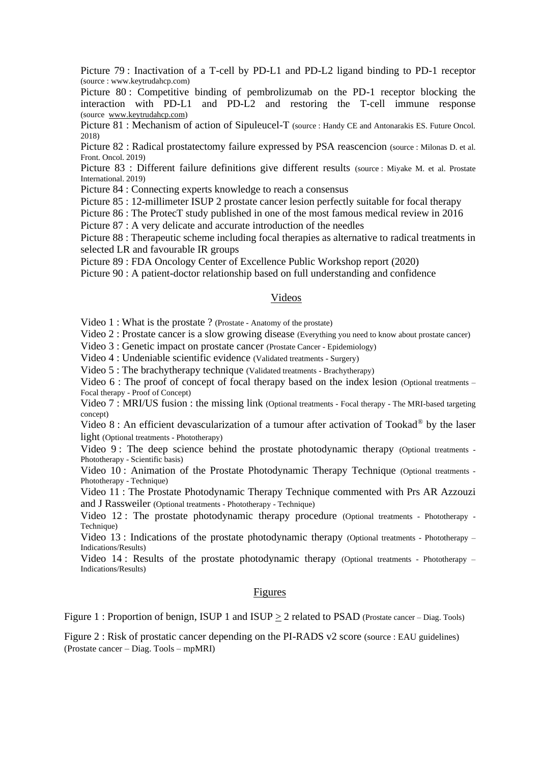Picture 79 : Inactivation of a T-cell by PD-L1 and PD-L2 ligand binding to PD-1 receptor (source : www.keytrudahcp.com)

Picture 80 : Competitive binding of pembrolizumab on the PD-1 receptor blocking the interaction with PD-L1 and PD-L2 and restoring the T-cell immune response (source www.keytrudahcp.com)

Picture 81 : Mechanism of action of Sipuleucel-T (source : Handy CE and Antonarakis ES. Future Oncol. 2018)

Picture 82 : Radical prostatectomy failure expressed by PSA reascencion (source : Milonas D. et al. Front. Oncol. 2019)

Picture 83 : Different failure definitions give different results (source : Miyake M. et al. Prostate International. 2019)

Picture 84 : Connecting experts knowledge to reach a consensus

Picture 85 : 12-millimeter ISUP 2 prostate cancer lesion perfectly suitable for focal therapy

Picture 86 : The ProtecT study published in one of the most famous medical review in 2016

Picture 87 : A very delicate and accurate introduction of the needles

Picture 88 : Therapeutic scheme including focal therapies as alternative to radical treatments in selected LR and favourable IR groups

Picture 89 : FDA Oncology Center of Excellence Public Workshop report (2020)

Picture 90 : A patient-doctor relationship based on full understanding and confidence

## Videos

Video 1 : What is the prostate ? (Prostate - Anatomy of the prostate)

Video 2 : Prostate cancer is a slow growing disease (Everything you need to know about prostate cancer)

Video 3 : Genetic impact on prostate cancer (Prostate Cancer - Epidemiology)

Video 4 : Undeniable scientific evidence (Validated treatments - Surgery)

Video 5 : The brachytherapy technique (Validated treatments - Brachytherapy)

Video 6 : The proof of concept of focal therapy based on the index lesion (Optional treatments – Focal therapy - Proof of Concept)

Video 7 : MRI/US fusion : the missing link (Optional treatments - Focal therapy - The MRI-based targeting concept)

Video 8 : An efficient devascularization of a tumour after activation of Tookad® by the laser light (Optional treatments - Phototherapy)

Video 9 : The deep science behind the prostate photodynamic therapy (Optional treatments - Phototherapy - Scientific basis)

Video 10 : Animation of the Prostate Photodynamic Therapy Technique (Optional treatments - Phototherapy - Technique)

Video 11 : The Prostate Photodynamic Therapy Technique commented with Prs AR Azzouzi and J Rassweiler (Optional treatments - Phototherapy - Technique)

Video 12 : The prostate photodynamic therapy procedure (Optional treatments - Phototherapy - Technique)

Video 13 : Indications of the prostate photodynamic therapy (Optional treatments - Phototherapy – Indications/Results)

Video 14 : Results of the prostate photodynamic therapy (Optional treatments - Phototherapy – Indications/Results)

## Figures

Figure 1 : Proportion of benign, ISUP 1 and ISUP $\geq$ 2 related to PSAD (Prostate cancer – Diag. Tools)

Figure 2 : Risk of prostatic cancer depending on the PI-RADS v2 score (source : EAU guidelines) (Prostate cancer – Diag. Tools – mpMRI)